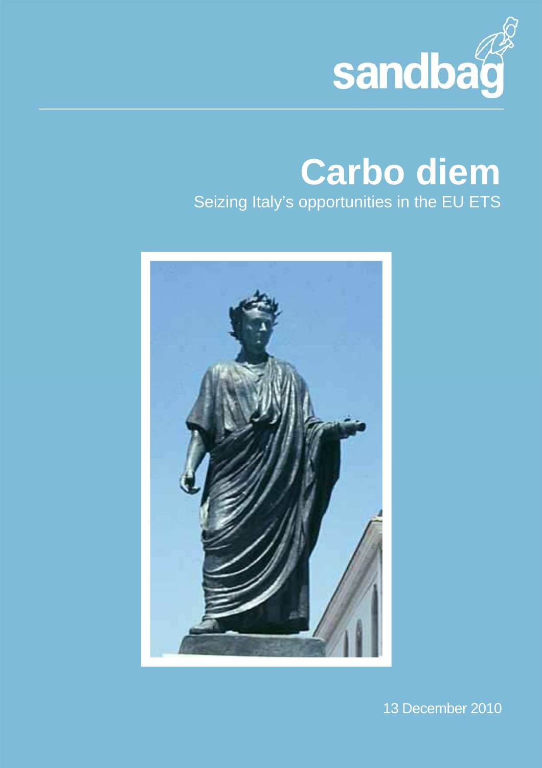sandbag

# Carbo diem

Seizing Italy's opportunities in the EU ETS

13 December 2010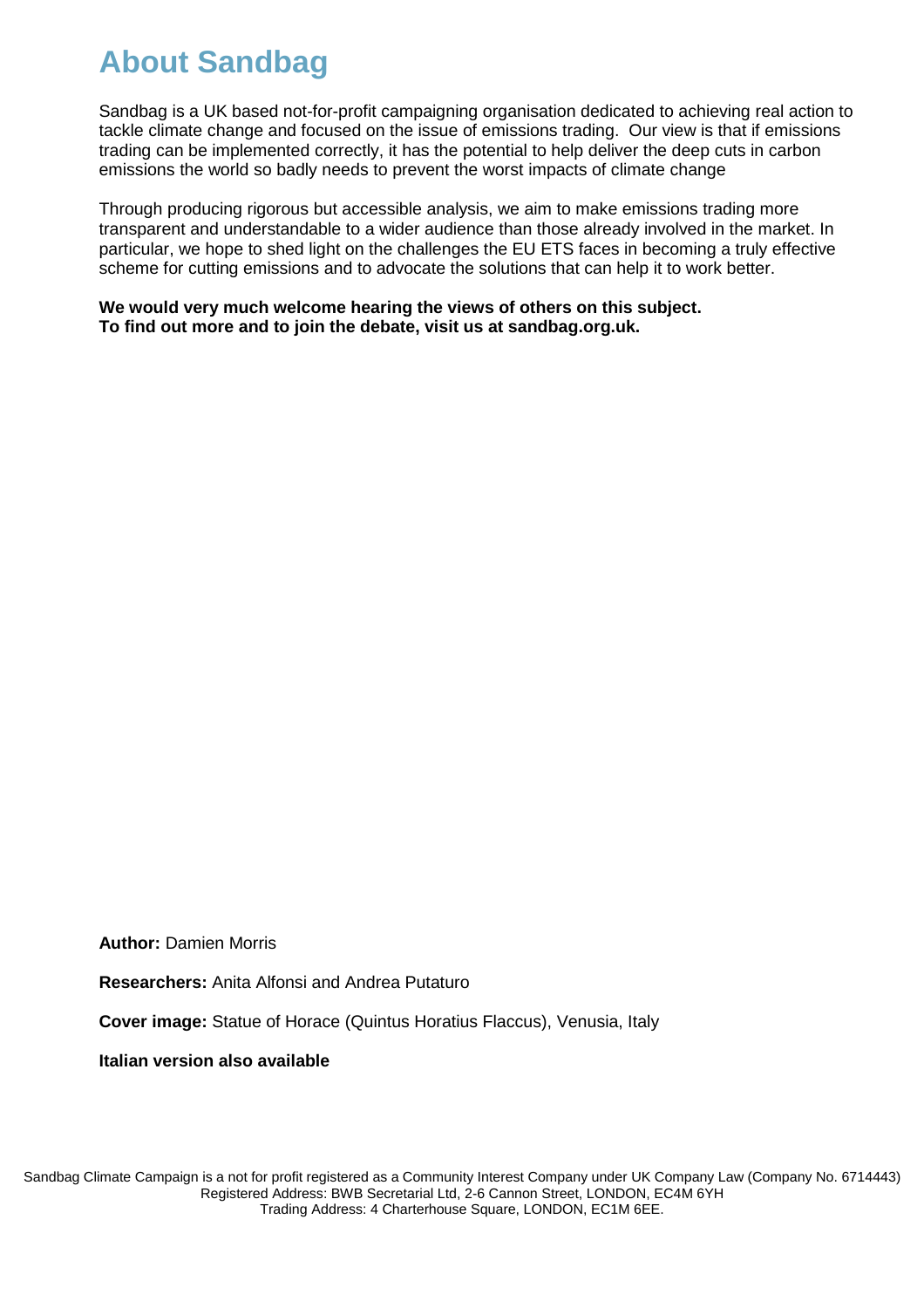# About Sandbag

Sandbag is a UK based not-for-profit campaigning organisation dedicated to achieving real action to tackle climate change and focused on the issue of emissions trading. Our view is that if emissions trading can be implemented correctly, it has the potential to help deliver the deep cuts in carbon emissions the world so badly needs to prevent the worst impacts of climate change

Through producing rigorous but accessible analysis, we aim to make emissions trading more transparent and understandable to a wider audience than those already involved in the market. In particular, we hope to shed light on the challenges the EU ETS faces in becoming a truly effective scheme for cutting emissions and to advocate the solutions that can help it to work better.

**We would very much welcome hearing the views of others on this subject.**
**To find out more and to join the debate, visit us at sandbag.org.uk.**

**Author:** Damien Morris

**Researchers:** Anita Alfonsi and Andrea Putaturo

**Cover image:** Statue of Horace (Quintus Horatius Flaccus), Venusia, Italy

**Italian version also available**

Sandbag Climate Campaign is a not for profit registered as a Community Interest Company under UK Company Law (Company No. 6714443)
Registered Address: BWB Secretarial Ltd, 2-6 Cannon Street, LONDON, EC4M 6YH
Trading Address: 4 Charterhouse Square, LONDON, EC1M 6EE.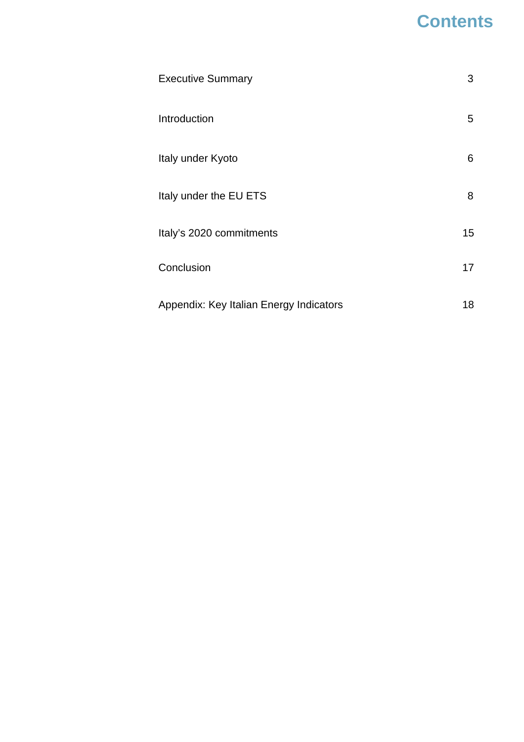# Contents

| | |
|---|---|
| Executive Summary | 3 |
| Introduction | 5 |
| Italy under Kyoto | 6 |
| Italy under the EU ETS | 8 |
| Italy's 2020 commitments | 15 |
| Conclusion | 17 |
| Appendix: Key Italian Energy Indicators | 18 |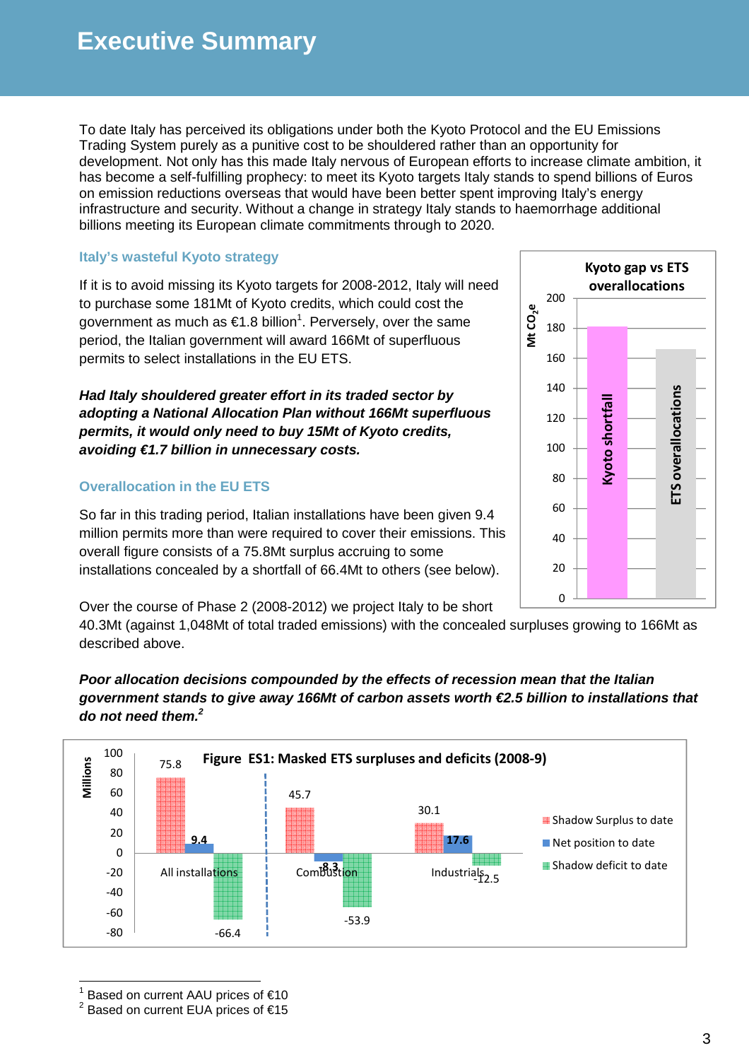# Executive Summary

To date Italy has perceived its obligations under both the Kyoto Protocol and the EU Emissions Trading System purely as a punitive cost to be shouldered rather than an opportunity for development. Not only has this made Italy nervous of European efforts to increase climate ambition, it has become a self-fulfilling prophecy: to meet its Kyoto targets Italy stands to spend billions of Euros on emission reductions overseas that would have been better spent improving Italy's energy infrastructure and security. Without a change in strategy Italy stands to haemorrhage additional billions meeting its European climate commitments through to 2020.

### Italy's wasteful Kyoto strategy

If it is to avoid missing its Kyoto targets for 2008-2012, Italy will need to purchase some 181Mt of Kyoto credits, which could cost the government as much as €1.8 billion[1]. Perversely, over the same period, the Italian government will award 166Mt of superfluous permits to select installations in the EU ETS.

***Had Italy shouldered greater effort in its traded sector by adopting a National Allocation Plan without 166Mt superfluous permits, it would only need to buy 15Mt of Kyoto credits, avoiding €1.7 billion in unnecessary costs.***

**Kyoto gap vs ETS overallocations** ($Mt\ CO_2e$)

| | Mt $CO_2e$ |
|---|---|
| Kyoto shortfall | 181 |
| ETS overallocations | 166 |

### Overallocation in the EU ETS

So far in this trading period, Italian installations have been given 9.4 million permits more than were required to cover their emissions. This overall figure consists of a 75.8Mt surplus accruing to some installations concealed by a shortfall of 66.4Mt to others (see below).

Over the course of Phase 2 (2008-2012) we project Italy to be short 40.3Mt (against 1,048Mt of total traded emissions) with the concealed surpluses growing to 166Mt as described above.

***Poor allocation decisions compounded by the effects of recession mean that the Italian government stands to give away 166Mt of carbon assets worth €2.5 billion to installations that do not need them.***[2]

**Figure ES1: Masked ETS surpluses and deficits (2008-9)** (Millions)

| | Shadow Surplus to date | Net position to date | Shadow deficit to date |
|---|---|---|---|
| All installations | 75.8 | 9.4 | -66.4 |
| Combustion | 45.7 | -8.3 | -53.9 |
| Industrials | 30.1 | 17.6 | -12.5 |

---

[1] Based on current AAU prices of €10

[2] Based on current EUA prices of €15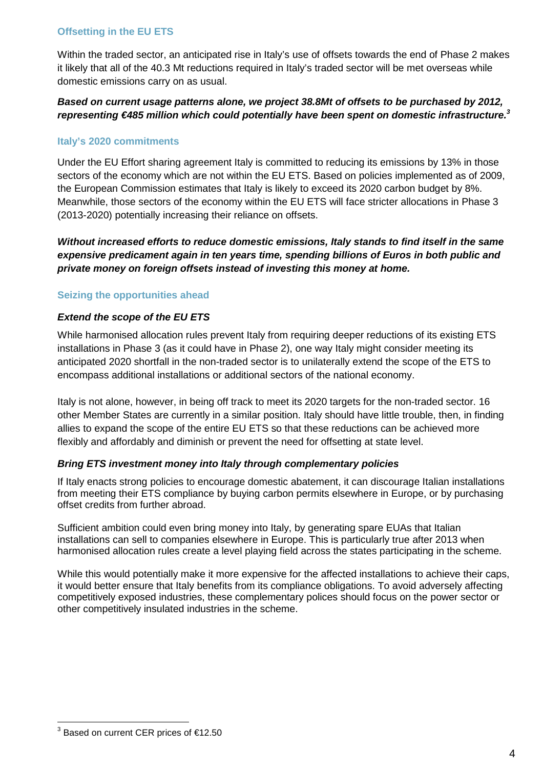### Offsetting in the EU ETS

Within the traded sector, an anticipated rise in Italy's use of offsets towards the end of Phase 2 makes it likely that all of the 40.3 Mt reductions required in Italy's traded sector will be met overseas while domestic emissions carry on as usual.

***Based on current usage patterns alone, we project 38.8Mt of offsets to be purchased by 2012, representing €485 million which could potentially have been spent on domestic infrastructure.[3]***

### Italy's 2020 commitments

Under the EU Effort sharing agreement Italy is committed to reducing its emissions by 13% in those sectors of the economy which are not within the EU ETS. Based on policies implemented as of 2009, the European Commission estimates that Italy is likely to exceed its 2020 carbon budget by 8%. Meanwhile, those sectors of the economy within the EU ETS will face stricter allocations in Phase 3 (2013-2020) potentially increasing their reliance on offsets.

***Without increased efforts to reduce domestic emissions, Italy stands to find itself in the same expensive predicament again in ten years time, spending billions of Euros in both public and private money on foreign offsets instead of investing this money at home.***

### Seizing the opportunities ahead

#### *Extend the scope of the EU ETS*

While harmonised allocation rules prevent Italy from requiring deeper reductions of its existing ETS installations in Phase 3 (as it could have in Phase 2), one way Italy might consider meeting its anticipated 2020 shortfall in the non-traded sector is to unilaterally extend the scope of the ETS to encompass additional installations or additional sectors of the national economy.

Italy is not alone, however, in being off track to meet its 2020 targets for the non-traded sector. 16 other Member States are currently in a similar position. Italy should have little trouble, then, in finding allies to expand the scope of the entire EU ETS so that these reductions can be achieved more flexibly and affordably and diminish or prevent the need for offsetting at state level.

#### *Bring ETS investment money into Italy through complementary policies*

If Italy enacts strong policies to encourage domestic abatement, it can discourage Italian installations from meeting their ETS compliance by buying carbon permits elsewhere in Europe, or by purchasing offset credits from further abroad.

Sufficient ambition could even bring money into Italy, by generating spare EUAs that Italian installations can sell to companies elsewhere in Europe. This is particularly true after 2013 when harmonised allocation rules create a level playing field across the states participating in the scheme.

While this would potentially make it more expensive for the affected installations to achieve their caps, it would better ensure that Italy benefits from its compliance obligations. To avoid adversely affecting competitively exposed industries, these complementary polices should focus on the power sector or other competitively insulated industries in the scheme.

---

[3] Based on current CER prices of €12.50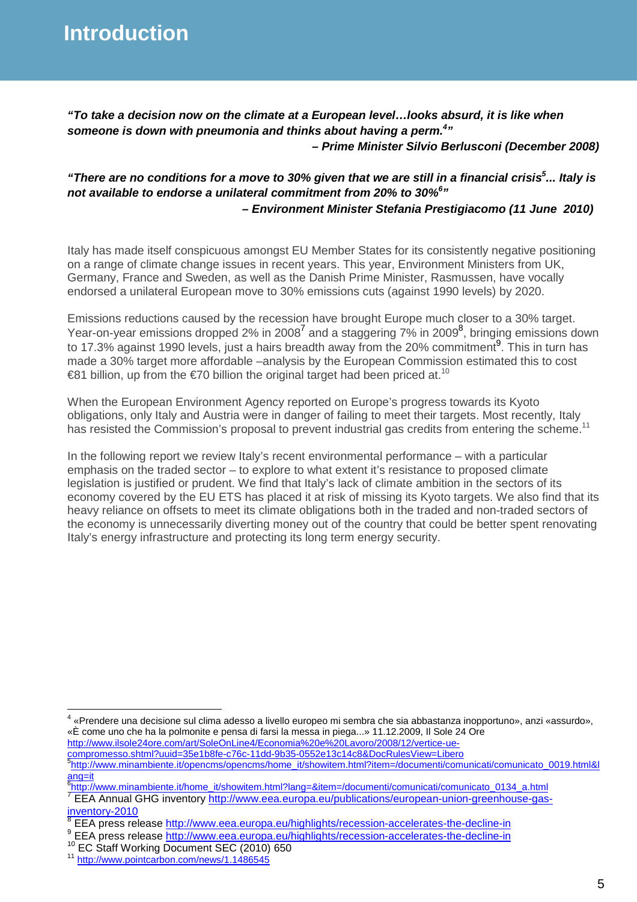# Introduction

***"To take a decision now on the climate at a European level…looks absurd, it is like when someone is down with pneumonia and thinks about having a perm.[4]"***

***– Prime Minister Silvio Berlusconi (December 2008)***

***"There are no conditions for a move to 30% given that we are still in a financial crisis[5]... Italy is not available to endorse a unilateral commitment from 20% to 30%[6]"***

***– Environment Minister Stefania Prestigiacomo (11 June 2010)***

Italy has made itself conspicuous amongst EU Member States for its consistently negative positioning on a range of climate change issues in recent years. This year, Environment Ministers from UK, Germany, France and Sweden, as well as the Danish Prime Minister, Rasmussen, have vocally endorsed a unilateral European move to 30% emissions cuts (against 1990 levels) by 2020.

Emissions reductions caused by the recession have brought Europe much closer to a 30% target. Year-on-year emissions dropped 2% in 2008[7] and a staggering 7% in 2009[8], bringing emissions down to 17.3% against 1990 levels, just a hairs breadth away from the 20% commitment[9]. This in turn has made a 30% target more affordable –analysis by the European Commission estimated this to cost €81 billion, up from the €70 billion the original target had been priced at.[10]

When the European Environment Agency reported on Europe's progress towards its Kyoto obligations, only Italy and Austria were in danger of failing to meet their targets. Most recently, Italy has resisted the Commission's proposal to prevent industrial gas credits from entering the scheme.[11]

In the following report we review Italy's recent environmental performance – with a particular emphasis on the traded sector – to explore to what extent it's resistance to proposed climate legislation is justified or prudent. We find that Italy's lack of climate ambition in the sectors of its economy covered by the EU ETS has placed it at risk of missing its Kyoto targets. We also find that its heavy reliance on offsets to meet its climate obligations both in the traded and non-traded sectors of the economy is unnecessarily diverting money out of the country that could be better spent renovating Italy's energy infrastructure and protecting its long term energy security.

---

[4] «Prendere una decisione sul clima adesso a livello europeo mi sembra che sia abbastanza inopportuno», anzi «assurdo», «È come uno che ha la polmonite e pensa di farsi la messa in piega...» 11.12.2009, Il Sole 24 Ore http://www.ilsole24ore.com/art/SoleOnLine4/Economia%20e%20Lavoro/2008/12/vertice-ue-compromesso.shtml?uuid=35e1b8fe-c76c-11dd-9b35-0552e13c14c8&DocRulesView=Libero

[5] http://www.minambiente.it/opencms/opencms/home_it/showitem.html?item=/documenti/comunicati/comunicato_0019.html&lang=it

[6] http://www.minambiente.it/home_it/showitem.html?lang=&item=/documenti/comunicati/comunicato_0134_a.html

[7] EEA Annual GHG inventory http://www.eea.europa.eu/publications/european-union-greenhouse-gas-inventory-2010

[8] EEA press release http://www.eea.europa.eu/highlights/recession-accelerates-the-decline-in

[9] EEA press release http://www.eea.europa.eu/highlights/recession-accelerates-the-decline-in

[10] EC Staff Working Document SEC (2010) 650

[11] http://www.pointcarbon.com/news/1.1486545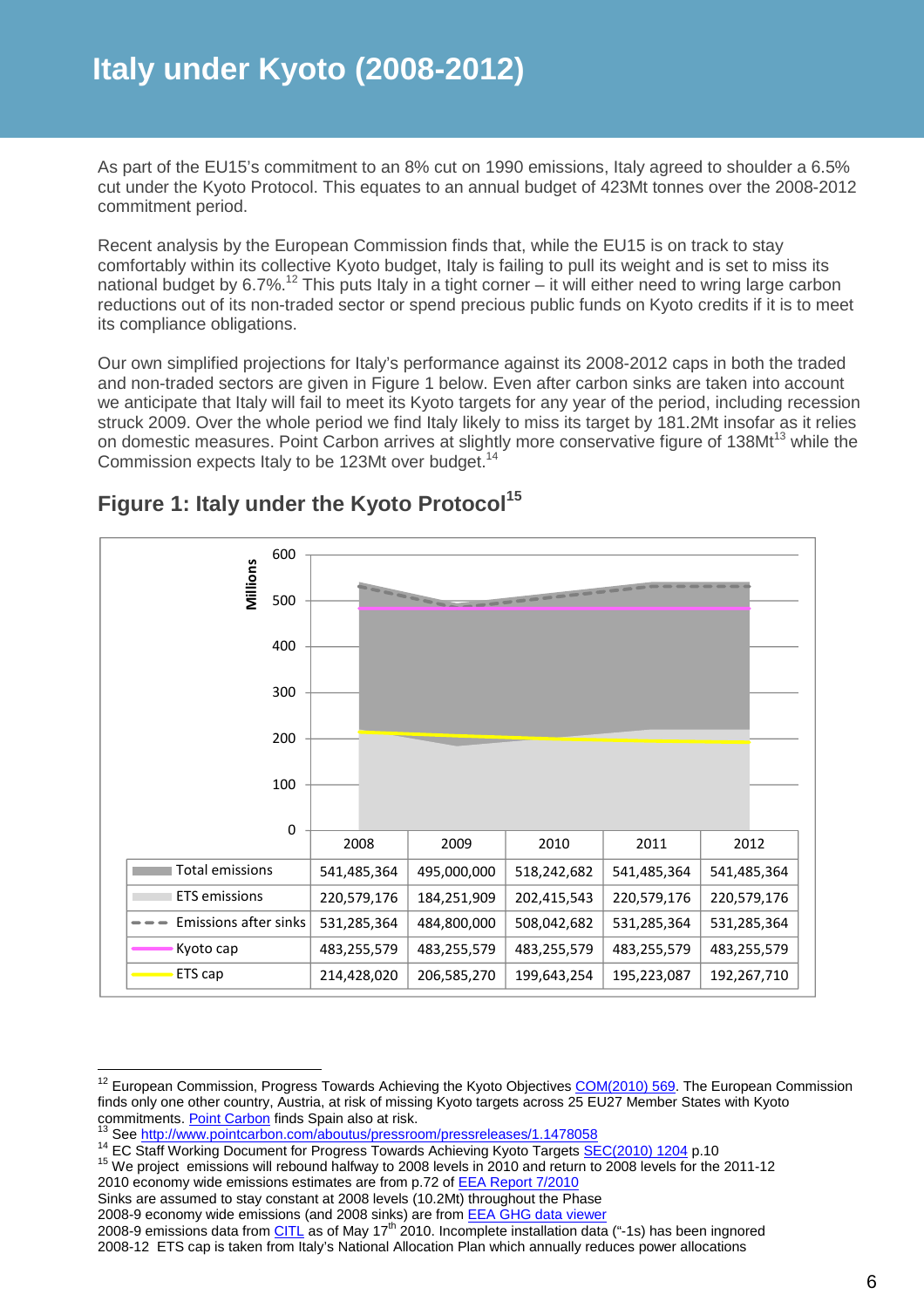# Italy under Kyoto (2008-2012)

As part of the EU15's commitment to an 8% cut on 1990 emissions, Italy agreed to shoulder a 6.5% cut under the Kyoto Protocol. This equates to an annual budget of 423Mt tonnes over the 2008-2012 commitment period.

Recent analysis by the European Commission finds that, while the EU15 is on track to stay comfortably within its collective Kyoto budget, Italy is failing to pull its weight and is set to miss its national budget by 6.7%.[12] This puts Italy in a tight corner – it will either need to wring large carbon reductions out of its non-traded sector or spend precious public funds on Kyoto credits if it is to meet its compliance obligations.

Our own simplified projections for Italy's performance against its 2008-2012 caps in both the traded and non-traded sectors are given in Figure 1 below. Even after carbon sinks are taken into account we anticipate that Italy will fail to meet its Kyoto targets for any year of the period, including recession struck 2009. Over the whole period we find Italy likely to miss its target by 181.2Mt insofar as it relies on domestic measures. Point Carbon arrives at slightly more conservative figure of 138Mt[13] while the Commission expects Italy to be 123Mt over budget.[14]

## Figure 1: Italy under the Kyoto Protocol[15]

| | 2008 | 2009 | 2010 | 2011 | 2012 |
|---|---|---|---|---|---|
| Total emissions | 541,485,364 | 495,000,000 | 518,242,682 | 541,485,364 | 541,485,364 |
| ETS emissions | 220,579,176 | 184,251,909 | 202,415,543 | 220,579,176 | 220,579,176 |
| Emissions after sinks | 531,285,364 | 484,800,000 | 508,042,682 | 531,285,364 | 531,285,364 |
| Kyoto cap | 483,255,579 | 483,255,579 | 483,255,579 | 483,255,579 | 483,255,579 |
| ETS cap | 214,428,020 | 206,585,270 | 199,643,254 | 195,223,087 | 192,267,710 |

---

[12] European Commission, Progress Towards Achieving the Kyoto Objectives COM(2010) 569. The European Commission finds only one other country, Austria, at risk of missing Kyoto targets across 25 EU27 Member States with Kyoto commitments. Point Carbon finds Spain also at risk.

[13] See http://www.pointcarbon.com/aboutus/pressroom/pressreleases/1.1478058

[14] EC Staff Working Document for Progress Towards Achieving Kyoto Targets SEC(2010) 1204 p.10

[15] We project emissions will rebound halfway to 2008 levels in 2010 and return to 2008 levels for the 2011-12
2010 economy wide emissions estimates are from p.72 of EEA Report 7/2010
Sinks are assumed to stay constant at 2008 levels (10.2Mt) throughout the Phase
2008-9 economy wide emissions (and 2008 sinks) are from EEA GHG data viewer
2008-9 emissions data from CITL as of May 17th 2010. Incomplete installation data ("-1s) has been ingnored
2008-12 ETS cap is taken from Italy's National Allocation Plan which annually reduces power allocations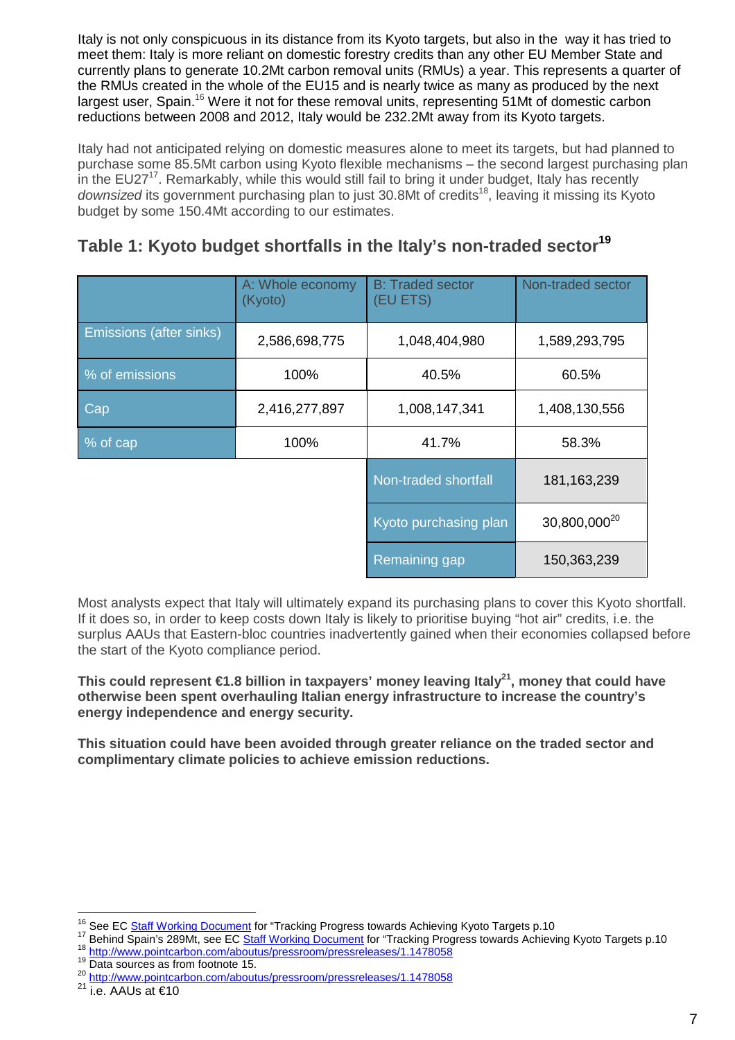Italy is not only conspicuous in its distance from its Kyoto targets, but also in the way it has tried to meet them: Italy is more reliant on domestic forestry credits than any other EU Member State and currently plans to generate 10.2Mt carbon removal units (RMUs) a year. This represents a quarter of the RMUs created in the whole of the EU15 and is nearly twice as many as produced by the next largest user, Spain.[16] Were it not for these removal units, representing 51Mt of domestic carbon reductions between 2008 and 2012, Italy would be 232.2Mt away from its Kyoto targets.

Italy had not anticipated relying on domestic measures alone to meet its targets, but had planned to purchase some 85.5Mt carbon using Kyoto flexible mechanisms – the second largest purchasing plan in the EU27[17]. Remarkably, while this would still fail to bring it under budget, Italy has recently *downsized* its government purchasing plan to just 30.8Mt of credits[18], leaving it missing its Kyoto budget by some 150.4Mt according to our estimates.

## Table 1: Kyoto budget shortfalls in the Italy's non-traded sector[19]

| | A: Whole economy (Kyoto) | B: Traded sector (EU ETS) | Non-traded sector |
|---|---|---|---|
| Emissions (after sinks) | 2,586,698,775 | 1,048,404,980 | 1,589,293,795 |
| % of emissions | 100% | 40.5% | 60.5% |
| Cap | 2,416,277,897 | 1,008,147,341 | 1,408,130,556 |
| % of cap | 100% | 41.7% | 58.3% |
| | | Non-traded shortfall | 181,163,239 |
| | | Kyoto purchasing plan | 30,800,000[20] |
| | | Remaining gap | 150,363,239 |

Most analysts expect that Italy will ultimately expand its purchasing plans to cover this Kyoto shortfall. If it does so, in order to keep costs down Italy is likely to prioritise buying "hot air" credits, i.e. the surplus AAUs that Eastern-bloc countries inadvertently gained when their economies collapsed before the start of the Kyoto compliance period.

**This could represent €1.8 billion in taxpayers' money leaving Italy[21], money that could have otherwise been spent overhauling Italian energy infrastructure to increase the country's energy independence and energy security.**

**This situation could have been avoided through greater reliance on the traded sector and complimentary climate policies to achieve emission reductions.**

---

[16] See EC Staff Working Document for "Tracking Progress towards Achieving Kyoto Targets p.10

[17] Behind Spain's 289Mt, see EC Staff Working Document for "Tracking Progress towards Achieving Kyoto Targets p.10

[18] http://www.pointcarbon.com/aboutus/pressroom/pressreleases/1.1478058

[19] Data sources as from footnote 15.

[20] http://www.pointcarbon.com/aboutus/pressroom/pressreleases/1.1478058

[21] i.e. AAUs at €10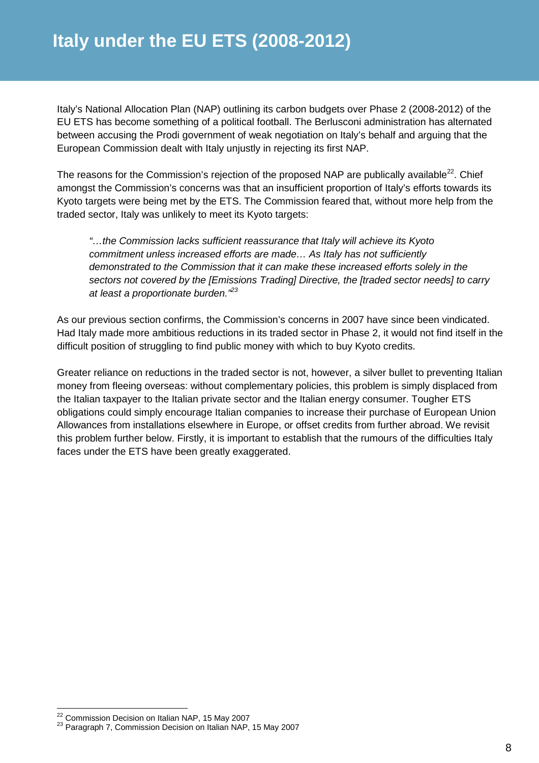# Italy under the EU ETS (2008-2012)

Italy's National Allocation Plan (NAP) outlining its carbon budgets over Phase 2 (2008-2012) of the EU ETS has become something of a political football. The Berlusconi administration has alternated between accusing the Prodi government of weak negotiation on Italy's behalf and arguing that the European Commission dealt with Italy unjustly in rejecting its first NAP.

The reasons for the Commission's rejection of the proposed NAP are publically available[22]. Chief amongst the Commission's concerns was that an insufficient proportion of Italy's efforts towards its Kyoto targets were being met by the ETS. The Commission feared that, without more help from the traded sector, Italy was unlikely to meet its Kyoto targets:

> *"…the Commission lacks sufficient reassurance that Italy will achieve its Kyoto commitment unless increased efforts are made… As Italy has not sufficiently demonstrated to the Commission that it can make these increased efforts solely in the sectors not covered by the [Emissions Trading] Directive, the [traded sector needs] to carry at least a proportionate burden."*[23]

As our previous section confirms, the Commission's concerns in 2007 have since been vindicated. Had Italy made more ambitious reductions in its traded sector in Phase 2, it would not find itself in the difficult position of struggling to find public money with which to buy Kyoto credits.

Greater reliance on reductions in the traded sector is not, however, a silver bullet to preventing Italian money from fleeing overseas: without complementary policies, this problem is simply displaced from the Italian taxpayer to the Italian private sector and the Italian energy consumer. Tougher ETS obligations could simply encourage Italian companies to increase their purchase of European Union Allowances from installations elsewhere in Europe, or offset credits from further abroad. We revisit this problem further below. Firstly, it is important to establish that the rumours of the difficulties Italy faces under the ETS have been greatly exaggerated.

---

[22] Commission Decision on Italian NAP, 15 May 2007

[23] Paragraph 7, Commission Decision on Italian NAP, 15 May 2007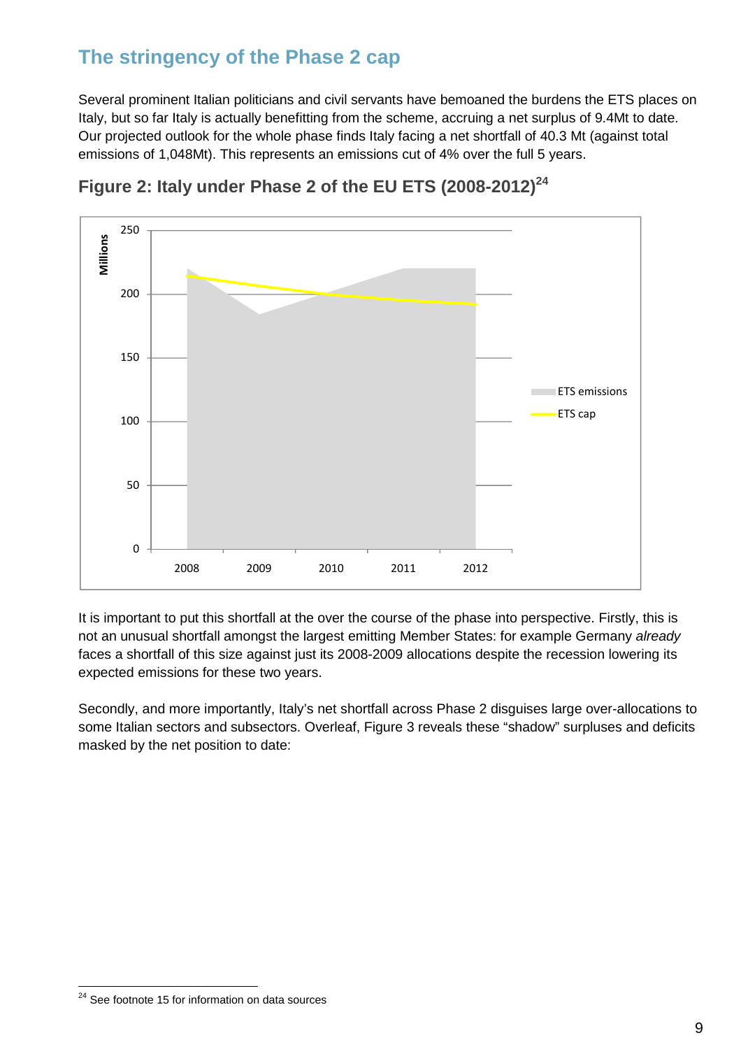## The stringency of the Phase 2 cap

Several prominent Italian politicians and civil servants have bemoaned the burdens the ETS places on Italy, but so far Italy is actually benefitting from the scheme, accruing a net surplus of 9.4Mt to date. Our projected outlook for the whole phase finds Italy facing a net shortfall of 40.3 Mt (against total emissions of 1,048Mt). This represents an emissions cut of 4% over the full 5 years.

### Figure 2: Italy under Phase 2 of the EU ETS (2008-2012)[24]

It is important to put this shortfall at the over the course of the phase into perspective. Firstly, this is not an unusual shortfall amongst the largest emitting Member States: for example Germany *already* faces a shortfall of this size against just its 2008-2009 allocations despite the recession lowering its expected emissions for these two years.

Secondly, and more importantly, Italy's net shortfall across Phase 2 disguises large over-allocations to some Italian sectors and subsectors. Overleaf, Figure 3 reveals these "shadow" surpluses and deficits masked by the net position to date:

[24] See footnote 15 for information on data sources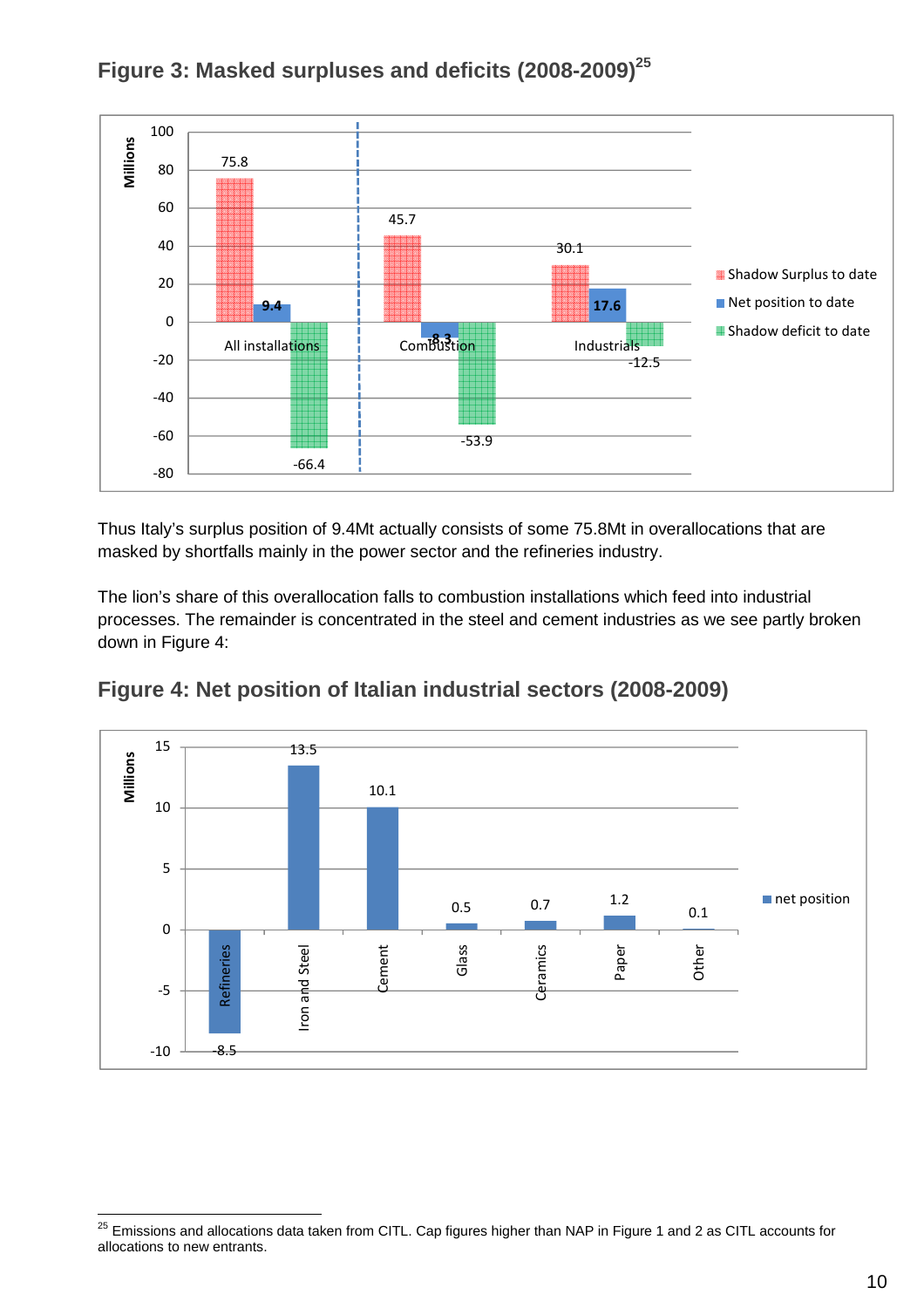## Figure 3: Masked surpluses and deficits (2008-2009)[25]

| | Shadow Surplus to date | Net position to date | Shadow deficit to date |
|---|---|---|---|
| All installations | 75.8 | 9.4 | -66.4 |
| Combustion | 45.7 | -8.3 | -53.9 |
| Industrials | 30.1 | 17.6 | -12.5 |

Thus Italy's surplus position of 9.4Mt actually consists of some 75.8Mt in overallocations that are masked by shortfalls mainly in the power sector and the refineries industry.

The lion's share of this overallocation falls to combustion installations which feed into industrial processes. The remainder is concentrated in the steel and cement industries as we see partly broken down in Figure 4:

## Figure 4: Net position of Italian industrial sectors (2008-2009)

| Sector | net position (Millions) |
|---|---|
| Refineries | -8.5 |
| Iron and Steel | 13.5 |
| Cement | 10.1 |
| Glass | 0.5 |
| Ceramics | 0.7 |
| Paper | 1.2 |
| Other | 0.1 |

[25] Emissions and allocations data taken from CITL. Cap figures higher than NAP in Figure 1 and 2 as CITL accounts for allocations to new entrants.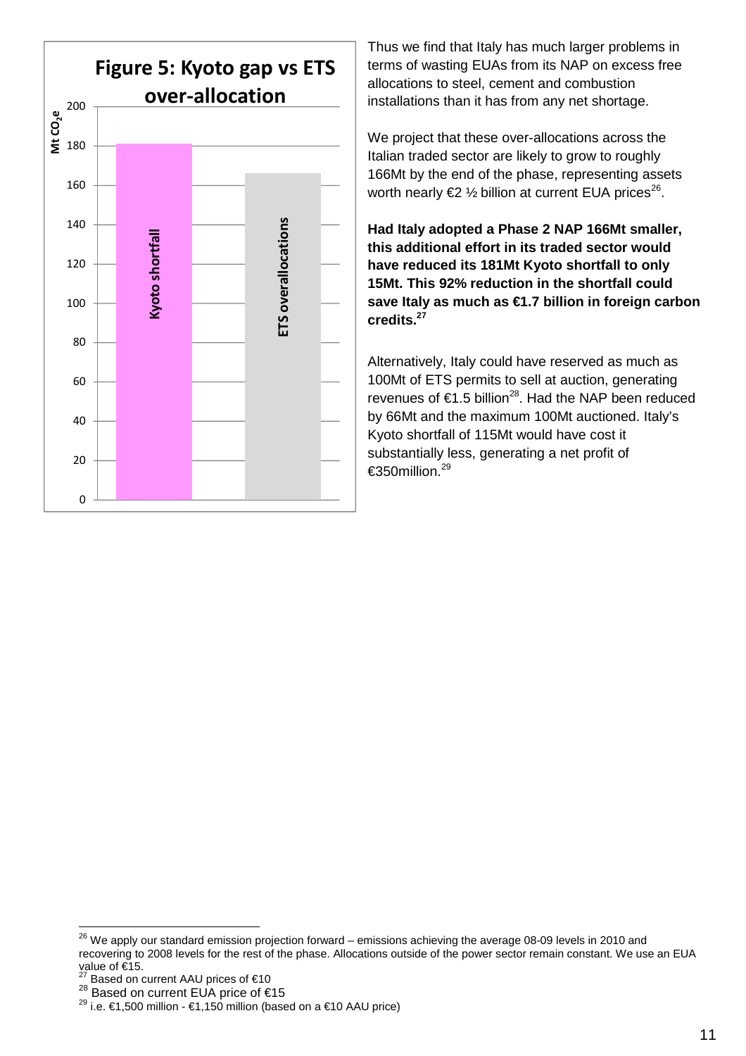**Figure 5: Kyoto gap vs ETS over-allocation**

| | Mt $CO_2e$ |
|---|---|
| Kyoto shortfall | 181 |
| ETS overallocations | 166 |

Thus we find that Italy has much larger problems in terms of wasting EUAs from its NAP on excess free allocations to steel, cement and combustion installations than it has from any net shortage.

We project that these over-allocations across the Italian traded sector are likely to grow to roughly 166Mt by the end of the phase, representing assets worth nearly €2 ½ billion at current EUA prices[26].

**Had Italy adopted a Phase 2 NAP 166Mt smaller, this additional effort in its traded sector would have reduced its 181Mt Kyoto shortfall to only 15Mt. This 92% reduction in the shortfall could save Italy as much as €1.7 billion in foreign carbon credits.[27]**

Alternatively, Italy could have reserved as much as 100Mt of ETS permits to sell at auction, generating revenues of €1.5 billion[28]. Had the NAP been reduced by 66Mt and the maximum 100Mt auctioned. Italy's Kyoto shortfall of 115Mt would have cost it substantially less, generating a net profit of €350million.[29]

---

[26] We apply our standard emission projection forward – emissions achieving the average 08-09 levels in 2010 and recovering to 2008 levels for the rest of the phase. Allocations outside of the power sector remain constant. We use an EUA value of €15.

[27] Based on current AAU prices of €10

[28] Based on current EUA price of €15

[29] i.e. €1,500 million - €1,150 million (based on a €10 AAU price)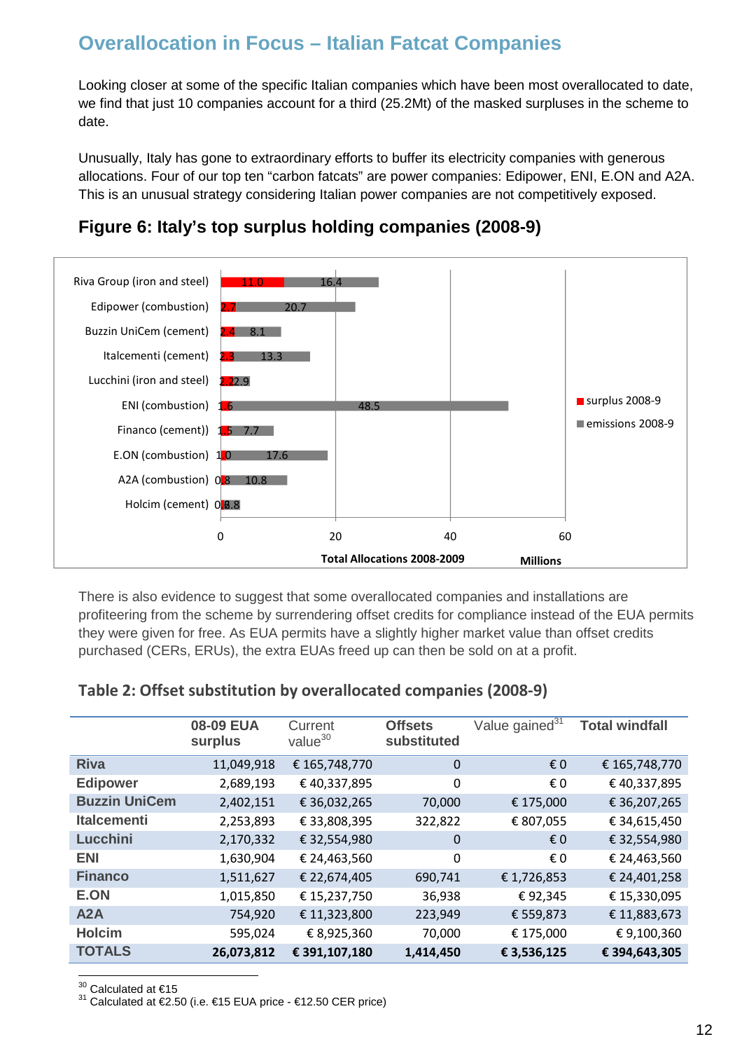## Overallocation in Focus – Italian Fatcat Companies

Looking closer at some of the specific Italian companies which have been most overallocated to date, we find that just 10 companies account for a third (25.2Mt) of the masked surpluses in the scheme to date.

Unusually, Italy has gone to extraordinary efforts to buffer its electricity companies with generous allocations. Four of our top ten "carbon fatcats" are power companies: Edipower, ENI, E.ON and A2A. This is an unusual strategy considering Italian power companies are not competitively exposed.

### Figure 6: Italy's top surplus holding companies (2008-9)

| Company | surplus 2008-9 | emissions 2008-9 |
|---|---|---|
| Riva Group (iron and steel) | 11.0 | 16.4 |
| Edipower (combustion) | 2.7 | 20.7 |
| Buzzin UniCem (cement) | 2.4 | 8.1 |
| Italcementi (cement) | 2.3 | 13.3 |
| Lucchini (iron and steel) | 2.2 | 2.9 |
| ENI (combustion) | 1.6 | 48.5 |
| Financo (cement)) | 1.5 | 7.7 |
| E.ON (combustion) | 1.0 | 17.6 |
| A2A (combustion) | 0.8 | 10.8 |
| Holcim (cement) | 0.6 | 3.8 |

Total Allocations 2008-2009 — Millions

There is also evidence to suggest that some overallocated companies and installations are profiteering from the scheme by surrendering offset credits for compliance instead of the EUA permits they were given for free. As EUA permits have a slightly higher market value than offset credits purchased (CERs, ERUs), the extra EUAs freed up can then be sold on at a profit.

### Table 2: Offset substitution by overallocated companies (2008-9)

| | 08-09 EUA surplus | Current value[30] | Offsets substituted | Value gained[31] | Total windfall |
|---|---|---|---|---|---|
| **Riva** | 11,049,918 | € 165,748,770 | 0 | € 0 | € 165,748,770 |
| **Edipower** | 2,689,193 | € 40,337,895 | 0 | € 0 | € 40,337,895 |
| **Buzzin UniCem** | 2,402,151 | € 36,032,265 | 70,000 | € 175,000 | € 36,207,265 |
| **Italcementi** | 2,253,893 | € 33,808,395 | 322,822 | € 807,055 | € 34,615,450 |
| **Lucchini** | 2,170,332 | € 32,554,980 | 0 | € 0 | € 32,554,980 |
| **ENI** | 1,630,904 | € 24,463,560 | 0 | € 0 | € 24,463,560 |
| **Financo** | 1,511,627 | € 22,674,405 | 690,741 | € 1,726,853 | € 24,401,258 |
| **E.ON** | 1,015,850 | € 15,237,750 | 36,938 | € 92,345 | € 15,330,095 |
| **A2A** | 754,920 | € 11,323,800 | 223,949 | € 559,873 | € 11,883,673 |
| **Holcim** | 595,024 | € 8,925,360 | 70,000 | € 175,000 | € 9,100,360 |
| **TOTALS** | **26,073,812** | **€ 391,107,180** | **1,414,450** | **€ 3,536,125** | **€ 394,643,305** |

[30] Calculated at €15
[31] Calculated at €2.50 (i.e. €15 EUA price - €12.50 CER price)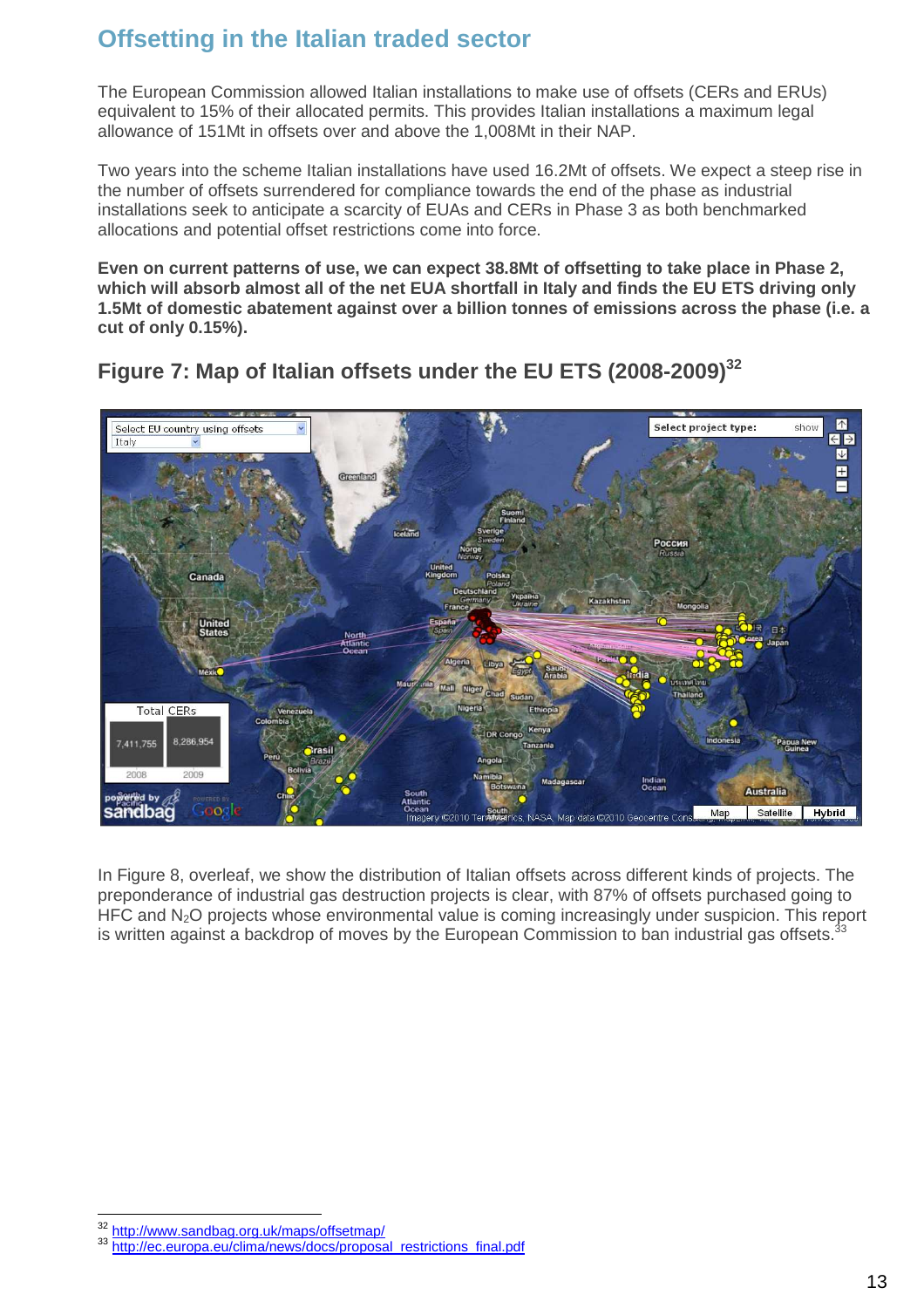## Offsetting in the Italian traded sector

The European Commission allowed Italian installations to make use of offsets (CERs and ERUs) equivalent to 15% of their allocated permits. This provides Italian installations a maximum legal allowance of 151Mt in offsets over and above the 1,008Mt in their NAP.

Two years into the scheme Italian installations have used 16.2Mt of offsets. We expect a steep rise in the number of offsets surrendered for compliance towards the end of the phase as industrial installations seek to anticipate a scarcity of EUAs and CERs in Phase 3 as both benchmarked allocations and potential offset restrictions come into force.

**Even on current patterns of use, we can expect 38.8Mt of offsetting to take place in Phase 2, which will absorb almost all of the net EUA shortfall in Italy and finds the EU ETS driving only 1.5Mt of domestic abatement against over a billion tonnes of emissions across the phase (i.e. a cut of only 0.15%).**

### Figure 7: Map of Italian offsets under the EU ETS (2008-2009)[32]

In Figure 8, overleaf, we show the distribution of Italian offsets across different kinds of projects. The preponderance of industrial gas destruction projects is clear, with 87% of offsets purchased going to HFC and $N_2O$ projects whose environmental value is coming increasingly under suspicion. This report is written against a backdrop of moves by the European Commission to ban industrial gas offsets.[33]

[32] http://www.sandbag.org.uk/maps/offsetmap/

[33] http://ec.europa.eu/clima/news/docs/proposal_restrictions_final.pdf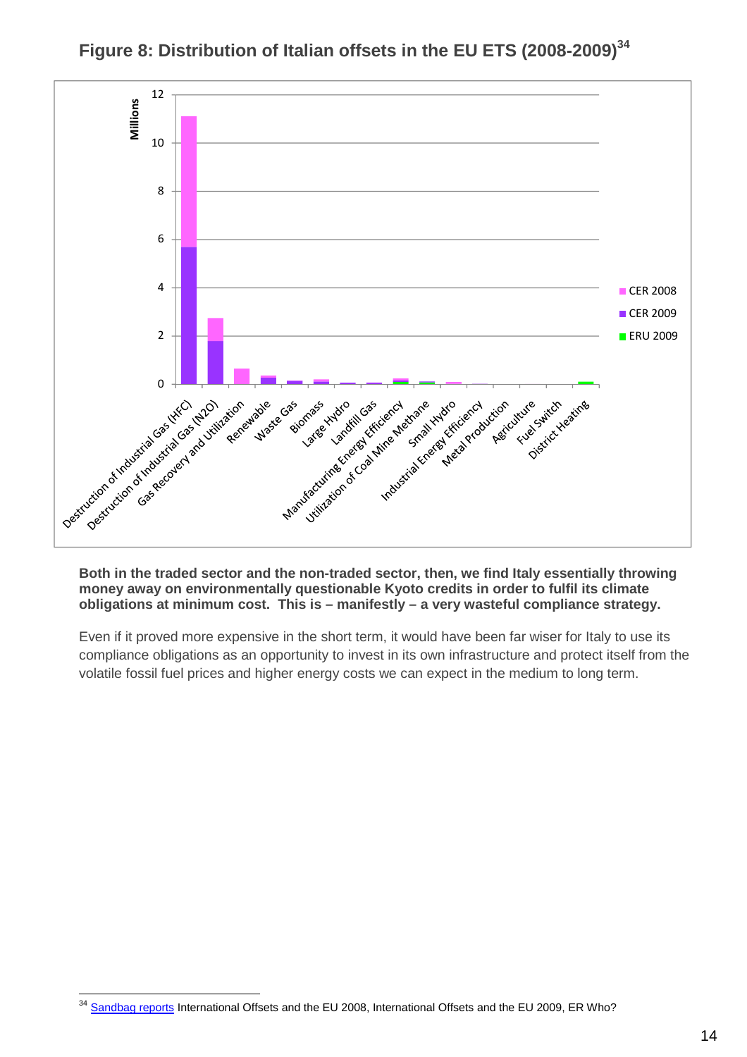## Figure 8: Distribution of Italian offsets in the EU ETS (2008-2009)[34]

**Both in the traded sector and the non-traded sector, then, we find Italy essentially throwing money away on environmentally questionable Kyoto credits in order to fulfil its climate obligations at minimum cost. This is – manifestly – a very wasteful compliance strategy.**

Even if it proved more expensive in the short term, it would have been far wiser for Italy to use its compliance obligations as an opportunity to invest in its own infrastructure and protect itself from the volatile fossil fuel prices and higher energy costs we can expect in the medium to long term.

[34] Sandbag reports International Offsets and the EU 2008, International Offsets and the EU 2009, ER Who?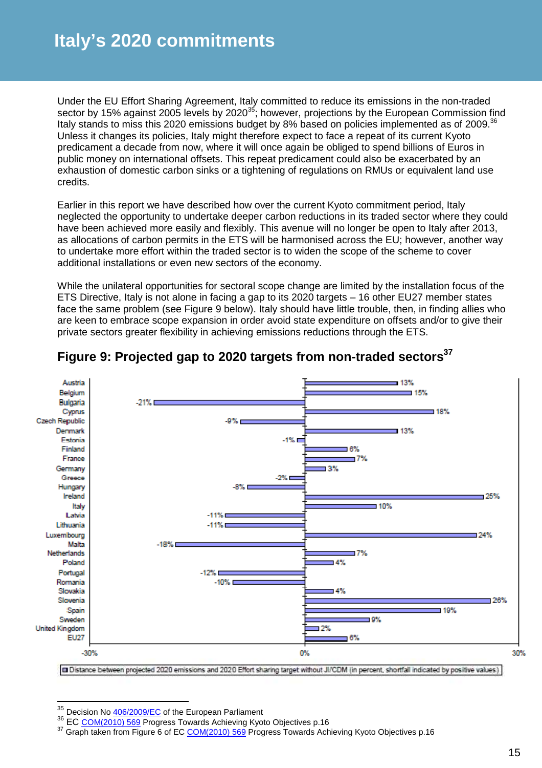# Italy's 2020 commitments

Under the EU Effort Sharing Agreement, Italy committed to reduce its emissions in the non-traded sector by 15% against 2005 levels by 2020[35]; however, projections by the European Commission find Italy stands to miss this 2020 emissions budget by 8% based on policies implemented as of 2009.[36] Unless it changes its policies, Italy might therefore expect to face a repeat of its current Kyoto predicament a decade from now, where it will once again be obliged to spend billions of Euros in public money on international offsets. This repeat predicament could also be exacerbated by an exhaustion of domestic carbon sinks or a tightening of regulations on RMUs or equivalent land use credits.

Earlier in this report we have described how over the current Kyoto commitment period, Italy neglected the opportunity to undertake deeper carbon reductions in its traded sector where they could have been achieved more easily and flexibly. This avenue will no longer be open to Italy after 2013, as allocations of carbon permits in the ETS will be harmonised across the EU; however, another way to undertake more effort within the traded sector is to widen the scope of the scheme to cover additional installations or even new sectors of the economy.

While the unilateral opportunities for sectoral scope change are limited by the installation focus of the ETS Directive, Italy is not alone in facing a gap to its 2020 targets – 16 other EU27 member states face the same problem (see Figure 9 below). Italy should have little trouble, then, in finding allies who are keen to embrace scope expansion in order avoid state expenditure on offsets and/or to give their private sectors greater flexibility in achieving emissions reductions through the ETS.

## Figure 9: Projected gap to 2020 targets from non-traded sectors[37]

| Country | Distance |
|---|---|
| Austria | 13% |
| Belgium | 15% |
| Bulgaria | -21% |
| Cyprus | 18% |
| Czech Republic | -9% |
| Denmark | 13% |
| Estonia | -1% |
| Finland | 6% |
| France | 7% |
| Germany | 3% |
| Greece | -2% |
| Hungary | -8% |
| Ireland | 25% |
| Italy | 10% |
| Latvia | -11% |
| Lithuania | -11% |
| Luxembourg | 24% |
| Malta | -18% |
| Netherlands | 7% |
| Poland | 4% |
| Portugal | -12% |
| Romania | -10% |
| Slovakia | 4% |
| Slovenia | 26% |
| Spain | 19% |
| Sweden | 9% |
| United Kingdom | 2% |
| EU27 | 6% |

Distance between projected 2020 emissions and 2020 Effort sharing target without JI/CDM (in percent, shortfall indicated by positive values)

---

[35] Decision No 406/2009/EC of the European Parliament

[36] EC COM(2010) 569 Progress Towards Achieving Kyoto Objectives p.16

[37] Graph taken from Figure 6 of EC COM(2010) 569 Progress Towards Achieving Kyoto Objectives p.16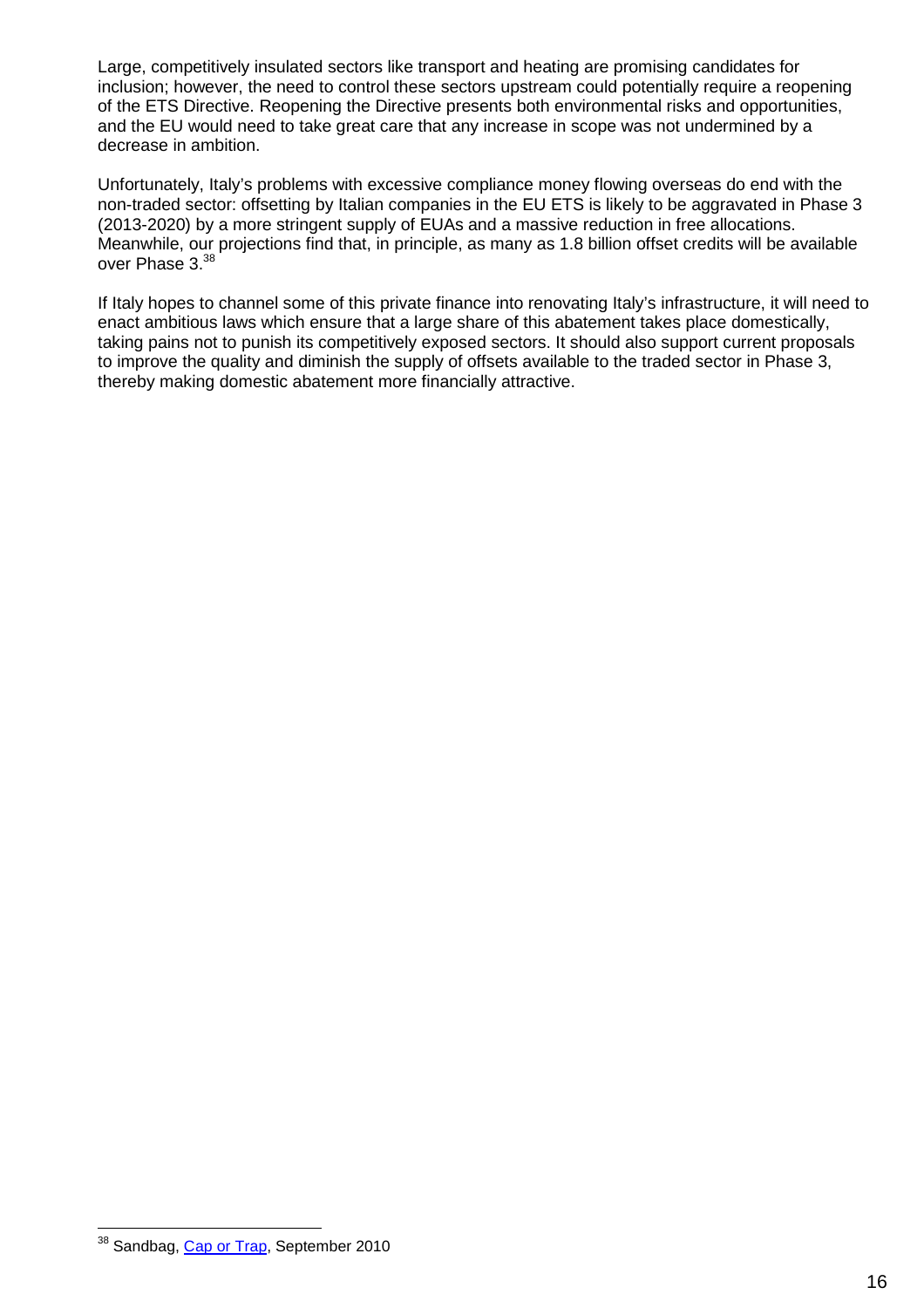Large, competitively insulated sectors like transport and heating are promising candidates for inclusion; however, the need to control these sectors upstream could potentially require a reopening of the ETS Directive. Reopening the Directive presents both environmental risks and opportunities, and the EU would need to take great care that any increase in scope was not undermined by a decrease in ambition.

Unfortunately, Italy's problems with excessive compliance money flowing overseas do end with the non-traded sector: offsetting by Italian companies in the EU ETS is likely to be aggravated in Phase 3 (2013-2020) by a more stringent supply of EUAs and a massive reduction in free allocations. Meanwhile, our projections find that, in principle, as many as 1.8 billion offset credits will be available over Phase 3.[38]

If Italy hopes to channel some of this private finance into renovating Italy's infrastructure, it will need to enact ambitious laws which ensure that a large share of this abatement takes place domestically, taking pains not to punish its competitively exposed sectors. It should also support current proposals to improve the quality and diminish the supply of offsets available to the traded sector in Phase 3, thereby making domestic abatement more financially attractive.

---

[38] Sandbag, [Cap or Trap](), September 2010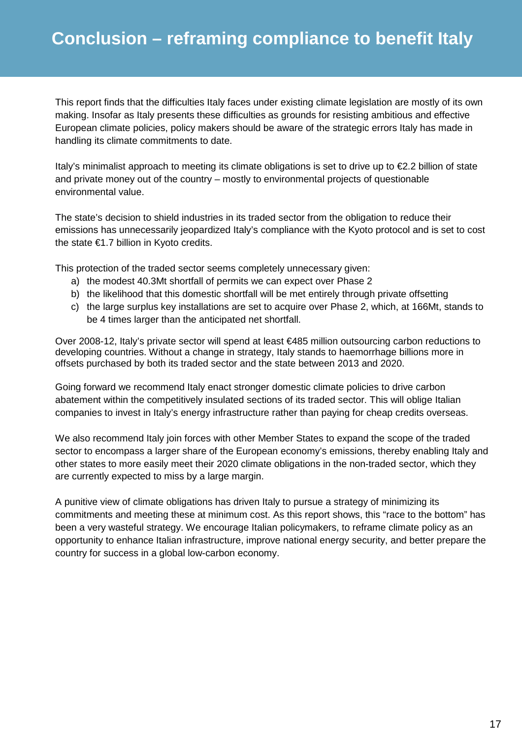# Conclusion – reframing compliance to benefit Italy

This report finds that the difficulties Italy faces under existing climate legislation are mostly of its own making. Insofar as Italy presents these difficulties as grounds for resisting ambitious and effective European climate policies, policy makers should be aware of the strategic errors Italy has made in handling its climate commitments to date.

Italy's minimalist approach to meeting its climate obligations is set to drive up to €2.2 billion of state and private money out of the country – mostly to environmental projects of questionable environmental value.

The state's decision to shield industries in its traded sector from the obligation to reduce their emissions has unnecessarily jeopardized Italy's compliance with the Kyoto protocol and is set to cost the state €1.7 billion in Kyoto credits.

This protection of the traded sector seems completely unnecessary given:

a) the modest 40.3Mt shortfall of permits we can expect over Phase 2
b) the likelihood that this domestic shortfall will be met entirely through private offsetting
c) the large surplus key installations are set to acquire over Phase 2, which, at 166Mt, stands to be 4 times larger than the anticipated net shortfall.

Over 2008-12, Italy's private sector will spend at least €485 million outsourcing carbon reductions to developing countries. Without a change in strategy, Italy stands to haemorrhage billions more in offsets purchased by both its traded sector and the state between 2013 and 2020.

Going forward we recommend Italy enact stronger domestic climate policies to drive carbon abatement within the competitively insulated sections of its traded sector. This will oblige Italian companies to invest in Italy's energy infrastructure rather than paying for cheap credits overseas.

We also recommend Italy join forces with other Member States to expand the scope of the traded sector to encompass a larger share of the European economy's emissions, thereby enabling Italy and other states to more easily meet their 2020 climate obligations in the non-traded sector, which they are currently expected to miss by a large margin.

A punitive view of climate obligations has driven Italy to pursue a strategy of minimizing its commitments and meeting these at minimum cost. As this report shows, this "race to the bottom" has been a very wasteful strategy. We encourage Italian policymakers, to reframe climate policy as an opportunity to enhance Italian infrastructure, improve national energy security, and better prepare the country for success in a global low-carbon economy.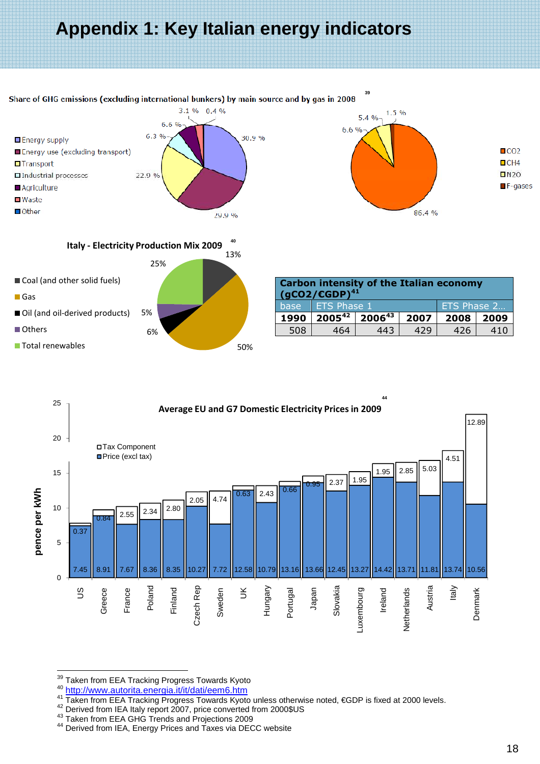# Appendix 1: Key Italian energy indicators

Share of GHG emissions (excluding international bunkers) by main source and by gas in 2008 [39]

Energy supply
Energy use (excluding transport)
Transport
Industrial processes
Agriculture
Waste
Other

30.9 %
29.9 %
22.9 %
6.3 %
6.6 %
3.1 %
0.4 %

CO2
CH4
N2O
F-gases

86.4 %
6.6 %
5.4 %
1.5 %

Italy - Electricity Production Mix 2009 [40]

Coal (and other solid fuels)
Gas
Oil (and oil-derived products)
Others
Total renewables

13%
50%
6%
5%
25%

| Carbon intensity of the Italian economy ($gCO_2$/€GDP)[41] | | | | | |
|---|---|---|---|---|---|
| base | ETS Phase 1 | | | ETS Phase 2... | |
| 1990 | 2005[42] | 2006[43] | 2007 | 2008 | 2009 |
| 508 | 464 | 443 | 429 | 426 | 410 |

Average EU and G7 Domestic Electricity Prices in 2009 [44]

pence per kWh

Tax Component
Price (excl tax)

US: 7.45, 0.37
Greece: 8.91, 0.84
France: 7.67, 2.55
Poland: 8.36, 2.34
Finland: 8.35, 2.80
Czech Rep: 10.27, 2.05
Sweden: 7.72, 4.74
UK: 12.58, 0.63
Hungary: 10.79, 2.43
Portugal: 13.16, 0.66
Japan: 13.66, 0.95
Slovakia: 12.45, 2.37
Luxembourg: 13.27, 1.95
Ireland: 14.42, 1.95
Netherlands: 13.71, 2.85
Austria: 11.81, 5.03
Italy: 13.74, 4.51
Denmark: 10.56, 12.89

---

[39] Taken from EEA Tracking Progress Towards Kyoto
[40] http://www.autorita.energia.it/it/dati/eem6.htm
[41] Taken from EEA Tracking Progress Towards Kyoto unless otherwise noted, €GDP is fixed at 2000 levels.
[42] Derived from IEA Italy report 2007, price converted from 2000$US
[43] Taken from EEA GHG Trends and Projections 2009
[44] Derived from IEA, Energy Prices and Taxes via DECC website